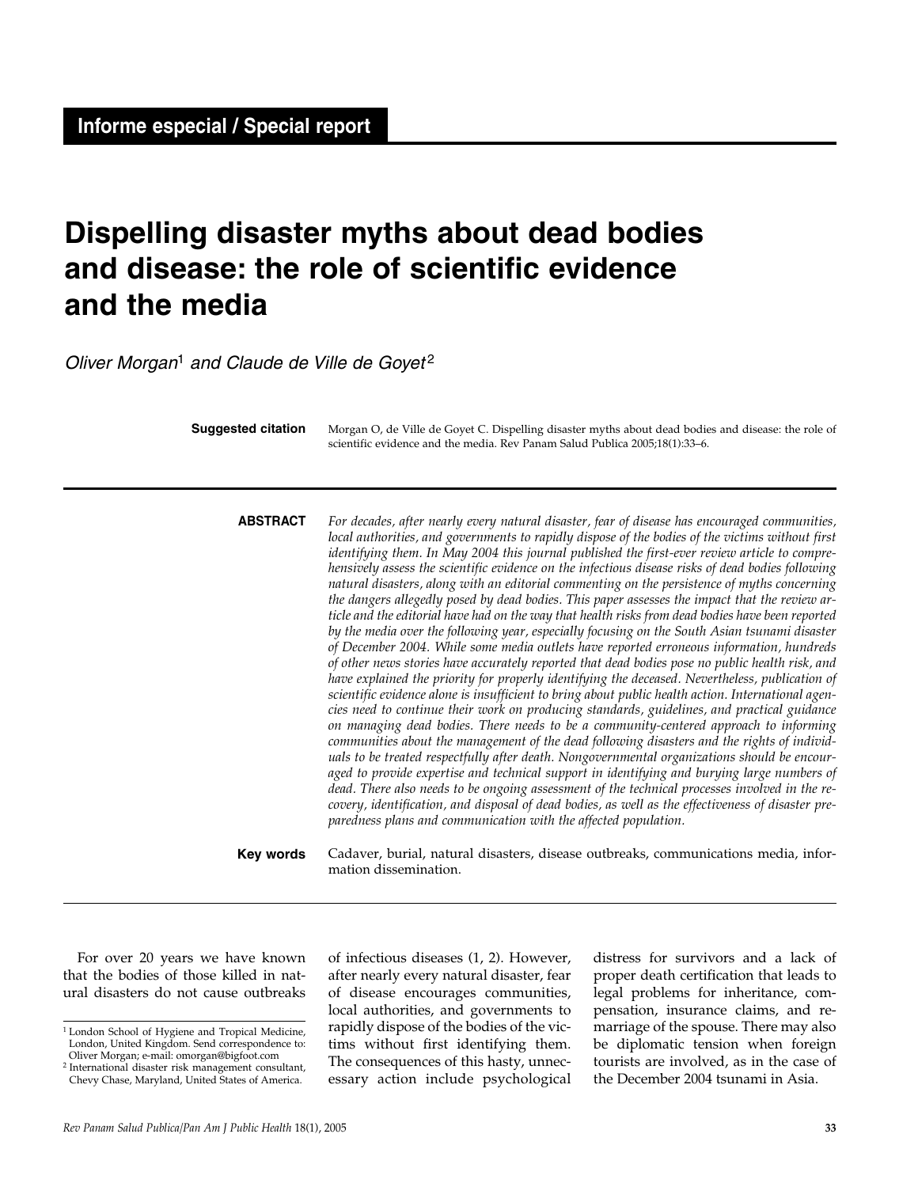**Informe especial / Special report**

# Dispelling disaster myths about dead bodies and disease: the role of scientific evidence and the media

*Oliver Morgan*[1] *and Claude de Ville de Goyet*[2]

**Suggested citation** Morgan O, de Ville de Goyet C. Dispelling disaster myths about dead bodies and disease: the role of scientific evidence and the media. Rev Panam Salud Publica 2005;18(1):33–6.

**ABSTRACT** *For decades, after nearly every natural disaster, fear of disease has encouraged communities, local authorities, and governments to rapidly dispose of the bodies of the victims without first identifying them. In May 2004 this journal published the first-ever review article to comprehensively assess the scientific evidence on the infectious disease risks of dead bodies following natural disasters, along with an editorial commenting on the persistence of myths concerning the dangers allegedly posed by dead bodies. This paper assesses the impact that the review article and the editorial have had on the way that health risks from dead bodies have been reported by the media over the following year, especially focusing on the South Asian tsunami disaster of December 2004. While some media outlets have reported erroneous information, hundreds of other news stories have accurately reported that dead bodies pose no public health risk, and have explained the priority for properly identifying the deceased. Nevertheless, publication of scientific evidence alone is insufficient to bring about public health action. International agencies need to continue their work on producing standards, guidelines, and practical guidance on managing dead bodies. There needs to be a community-centered approach to informing communities about the management of the dead following disasters and the rights of individuals to be treated respectfully after death. Nongovernmental organizations should be encouraged to provide expertise and technical support in identifying and burying large numbers of dead. There also needs to be ongoing assessment of the technical processes involved in the recovery, identification, and disposal of dead bodies, as well as the effectiveness of disaster preparedness plans and communication with the affected population.*

**Key words** Cadaver, burial, natural disasters, disease outbreaks, communications media, information dissemination.

---

For over 20 years we have known that the bodies of those killed in natural disasters do not cause outbreaks of infectious diseases (1, 2). However, after nearly every natural disaster, fear of disease encourages communities, local authorities, and governments to rapidly dispose of the bodies of the victims without first identifying them. The consequences of this hasty, unnecessary action include psychological distress for survivors and a lack of proper death certification that leads to legal problems for inheritance, compensation, insurance claims, and remarriage of the spouse. There may also be diplomatic tension when foreign tourists are involved, as in the case of the December 2004 tsunami in Asia.

[1] London School of Hygiene and Tropical Medicine, London, United Kingdom. Send correspondence to: Oliver Morgan; e-mail: omorgan@bigfoot.com

[2] International disaster risk management consultant, Chevy Chase, Maryland, United States of America.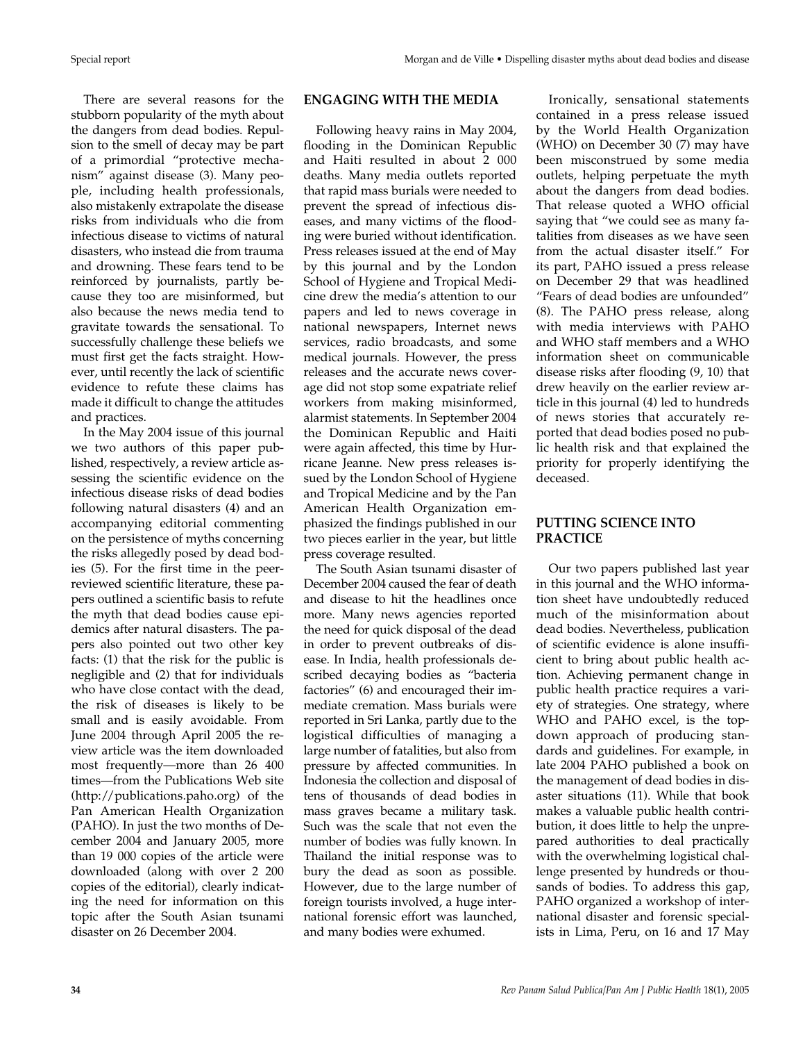There are several reasons for the stubborn popularity of the myth about the dangers from dead bodies. Repulsion to the smell of decay may be part of a primordial "protective mechanism" against disease (3). Many people, including health professionals, also mistakenly extrapolate the disease risks from individuals who die from infectious disease to victims of natural disasters, who instead die from trauma and drowning. These fears tend to be reinforced by journalists, partly because they too are misinformed, but also because the news media tend to gravitate towards the sensational. To successfully challenge these beliefs we must first get the facts straight. However, until recently the lack of scientific evidence to refute these claims has made it difficult to change the attitudes and practices.

In the May 2004 issue of this journal we two authors of this paper published, respectively, a review article assessing the scientific evidence on the infectious disease risks of dead bodies following natural disasters (4) and an accompanying editorial commenting on the persistence of myths concerning the risks allegedly posed by dead bodies (5). For the first time in the peer-reviewed scientific literature, these papers outlined a scientific basis to refute the myth that dead bodies cause epidemics after natural disasters. The papers also pointed out two other key facts: (1) that the risk for the public is negligible and (2) that for individuals who have close contact with the dead, the risk of diseases is likely to be small and is easily avoidable. From June 2004 through April 2005 the review article was the item downloaded most frequently—more than 26 400 times—from the Publications Web site (http://publications.paho.org) of the Pan American Health Organization (PAHO). In just the two months of December 2004 and January 2005, more than 19 000 copies of the article were downloaded (along with over 2 200 copies of the editorial), clearly indicating the need for information on this topic after the South Asian tsunami disaster on 26 December 2004.

## ENGAGING WITH THE MEDIA

Following heavy rains in May 2004, flooding in the Dominican Republic and Haiti resulted in about 2 000 deaths. Many media outlets reported that rapid mass burials were needed to prevent the spread of infectious diseases, and many victims of the flooding were buried without identification. Press releases issued at the end of May by this journal and by the London School of Hygiene and Tropical Medicine drew the media's attention to our papers and led to news coverage in national newspapers, Internet news services, radio broadcasts, and some medical journals. However, the press releases and the accurate news coverage did not stop some expatriate relief workers from making misinformed, alarmist statements. In September 2004 the Dominican Republic and Haiti were again affected, this time by Hurricane Jeanne. New press releases issued by the London School of Hygiene and Tropical Medicine and by the Pan American Health Organization emphasized the findings published in our two pieces earlier in the year, but little press coverage resulted.

The South Asian tsunami disaster of December 2004 caused the fear of death and disease to hit the headlines once more. Many news agencies reported the need for quick disposal of the dead in order to prevent outbreaks of disease. In India, health professionals described decaying bodies as "bacteria factories" (6) and encouraged their immediate cremation. Mass burials were reported in Sri Lanka, partly due to the logistical difficulties of managing a large number of fatalities, but also from pressure by affected communities. In Indonesia the collection and disposal of tens of thousands of dead bodies in mass graves became a military task. Such was the scale that not even the number of bodies was fully known. In Thailand the initial response was to bury the dead as soon as possible. However, due to the large number of foreign tourists involved, a huge international forensic effort was launched, and many bodies were exhumed.

Ironically, sensational statements contained in a press release issued by the World Health Organization (WHO) on December 30 (7) may have been misconstrued by some media outlets, helping perpetuate the myth about the dangers from dead bodies. That release quoted a WHO official saying that "we could see as many fatalities from diseases as we have seen from the actual disaster itself." For its part, PAHO issued a press release on December 29 that was headlined "Fears of dead bodies are unfounded" (8). The PAHO press release, along with media interviews with PAHO and WHO staff members and a WHO information sheet on communicable disease risks after flooding (9, 10) that drew heavily on the earlier review article in this journal (4) led to hundreds of news stories that accurately reported that dead bodies posed no public health risk and that explained the priority for properly identifying the deceased.

## PUTTING SCIENCE INTO PRACTICE

Our two papers published last year in this journal and the WHO information sheet have undoubtedly reduced much of the misinformation about dead bodies. Nevertheless, publication of scientific evidence is alone insufficient to bring about public health action. Achieving permanent change in public health practice requires a variety of strategies. One strategy, where WHO and PAHO excel, is the top-down approach of producing standards and guidelines. For example, in late 2004 PAHO published a book on the management of dead bodies in disaster situations (11). While that book makes a valuable public health contribution, it does little to help the unprepared authorities to deal practically with the overwhelming logistical challenge presented by hundreds or thousands of bodies. To address this gap, PAHO organized a workshop of international disaster and forensic specialists in Lima, Peru, on 16 and 17 May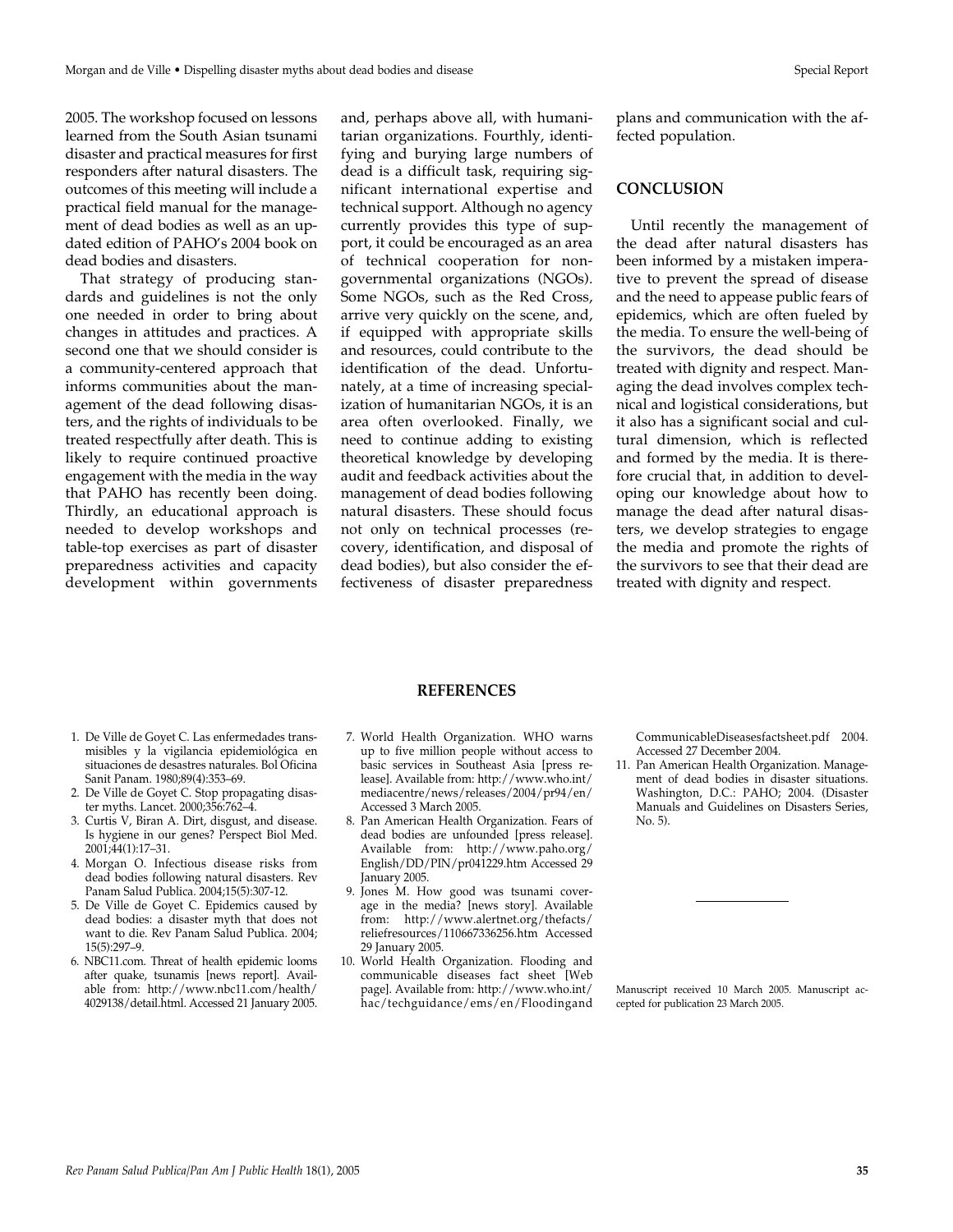2005. The workshop focused on lessons learned from the South Asian tsunami disaster and practical measures for first responders after natural disasters. The outcomes of this meeting will include a practical field manual for the management of dead bodies as well as an updated edition of PAHO's 2004 book on dead bodies and disasters.

That strategy of producing standards and guidelines is not the only one needed in order to bring about changes in attitudes and practices. A second one that we should consider is a community-centered approach that informs communities about the management of the dead following disasters, and the rights of individuals to be treated respectfully after death. This is likely to require continued proactive engagement with the media in the way that PAHO has recently been doing. Thirdly, an educational approach is needed to develop workshops and table-top exercises as part of disaster preparedness activities and capacity development within governments and, perhaps above all, with humanitarian organizations. Fourthly, identifying and burying large numbers of dead is a difficult task, requiring significant international expertise and technical support. Although no agency currently provides this type of support, it could be encouraged as an area of technical cooperation for nongovernmental organizations (NGOs). Some NGOs, such as the Red Cross, arrive very quickly on the scene, and, if equipped with appropriate skills and resources, could contribute to the identification of the dead. Unfortunately, at a time of increasing specialization of humanitarian NGOs, it is an area often overlooked. Finally, we need to continue adding to existing theoretical knowledge by developing audit and feedback activities about the management of dead bodies following natural disasters. These should focus not only on technical processes (recovery, identification, and disposal of dead bodies), but also consider the effectiveness of disaster preparedness plans and communication with the affected population.

## CONCLUSION

Until recently the management of the dead after natural disasters has been informed by a mistaken imperative to prevent the spread of disease and the need to appease public fears of epidemics, which are often fueled by the media. To ensure the well-being of the survivors, the dead should be treated with dignity and respect. Managing the dead involves complex technical and logistical considerations, but it also has a significant social and cultural dimension, which is reflected and formed by the media. It is therefore crucial that, in addition to developing our knowledge about how to manage the dead after natural disasters, we develop strategies to engage the media and promote the rights of the survivors to see that their dead are treated with dignity and respect.

## REFERENCES

1. De Ville de Goyet C. Las enfermedades transmisibles y la vigilancia epidemiológica en situaciones de desastres naturales. Bol Oficina Sanit Panam. 1980;89(4):353–69.
2. De Ville de Goyet C. Stop propagating disaster myths. Lancet. 2000;356:762–4.
3. Curtis V, Biran A. Dirt, disgust, and disease. Is hygiene in our genes? Perspect Biol Med. 2001;44(1):17–31.
4. Morgan O. Infectious disease risks from dead bodies following natural disasters. Rev Panam Salud Publica. 2004;15(5):307-12.
5. De Ville de Goyet C. Epidemics caused by dead bodies: a disaster myth that does not want to die. Rev Panam Salud Publica. 2004; 15(5):297–9.
6. NBC11.com. Threat of health epidemic looms after quake, tsunamis [news report]. Available from: http://www.nbc11.com/health/4029138/detail.html. Accessed 21 January 2005.
7. World Health Organization. WHO warns up to five million people without access to basic services in Southeast Asia [press release]. Available from: http://www.who.int/mediacentre/news/releases/2004/pr94/en/ Accessed 3 March 2005.
8. Pan American Health Organization. Fears of dead bodies are unfounded [press release]. Available from: http://www.paho.org/English/DD/PIN/pr041229.htm Accessed 29 January 2005.
9. Jones M. How good was tsunami coverage in the media? [news story]. Available from: http://www.alertnet.org/thefacts/reliefresources/110667336256.htm Accessed 29 January 2005.
10. World Health Organization. Flooding and communicable diseases fact sheet [Web page]. Available from: http://www.who.int/hac/techguidance/ems/en/FloodingandCommunicableDiseasesfactsheet.pdf 2004. Accessed 27 December 2004.
11. Pan American Health Organization. Management of dead bodies in disaster situations. Washington, D.C.: PAHO; 2004. (Disaster Manuals and Guidelines on Disasters Series, No. 5).

Manuscript received 10 March 2005. Manuscript accepted for publication 23 March 2005.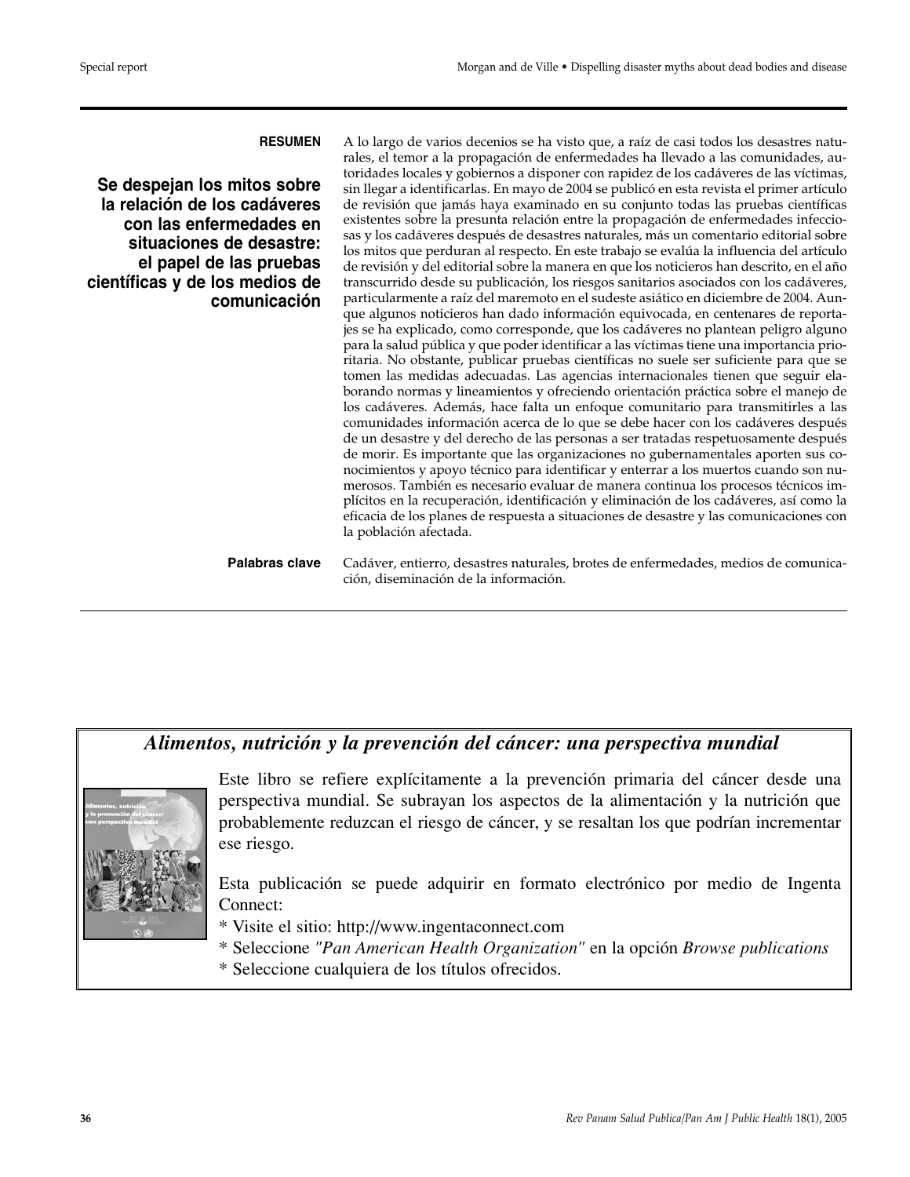**RESUMEN**

## Se despejan los mitos sobre la relación de los cadáveres con las enfermedades en situaciones de desastre: el papel de las pruebas científicas y de los medios de comunicación

A lo largo de varios decenios se ha visto que, a raíz de casi todos los desastres naturales, el temor a la propagación de enfermedades ha llevado a las comunidades, autoridades locales y gobiernos a disponer con rapidez de los cadáveres de las víctimas, sin llegar a identificarlas. En mayo de 2004 se publicó en esta revista el primer artículo de revisión que jamás haya examinado en su conjunto todas las pruebas científicas existentes sobre la presunta relación entre la propagación de enfermedades infecciosas y los cadáveres después de desastres naturales, más un comentario editorial sobre los mitos que perduran al respecto. En este trabajo se evalúa la influencia del artículo de revisión y del editorial sobre la manera en que los noticieros han descrito, en el año transcurrido desde su publicación, los riesgos sanitarios asociados con los cadáveres, particularmente a raíz del maremoto en el sudeste asiático en diciembre de 2004. Aunque algunos noticieros han dado información equivocada, en centenares de reportajes se ha explicado, como corresponde, que los cadáveres no plantean peligro alguno para la salud pública y que poder identificar a las víctimas tiene una importancia prioritaria. No obstante, publicar pruebas científicas no suele ser suficiente para que se tomen las medidas adecuadas. Las agencias internacionales tienen que seguir elaborando normas y lineamientos y ofreciendo orientación práctica sobre el manejo de los cadáveres. Además, hace falta un enfoque comunitario para transmitirles a las comunidades información acerca de lo que se debe hacer con los cadáveres después de un desastre y del derecho de las personas a ser tratadas respetuosamente después de morir. Es importante que las organizaciones no gubernamentales aporten sus conocimientos y apoyo técnico para identificar y enterrar a los muertos cuando son numerosos. También es necesario evaluar de manera continua los procesos técnicos implícitos en la recuperación, identificación y eliminación de los cadáveres, así como la eficacia de los planes de respuesta a situaciones de desastre y las comunicaciones con la población afectada.

**Palabras clave** Cadáver, entierro, desastres naturales, brotes de enfermedades, medios de comunicación, diseminación de la información.

---

### *Alimentos, nutrición y la prevención del cáncer: una perspectiva mundial*

Este libro se refiere explícitamente a la prevención primaria del cáncer desde una perspectiva mundial. Se subrayan los aspectos de la alimentación y la nutrición que probablemente reduzcan el riesgo de cáncer, y se resaltan los que podrían incrementar ese riesgo.

Esta publicación se puede adquirir en formato electrónico por medio de Ingenta Connect:

* Visite el sitio: http://www.ingentaconnect.com
* Seleccione *"Pan American Health Organization"* en la opción *Browse publications*
* Seleccione cualquiera de los títulos ofrecidos.